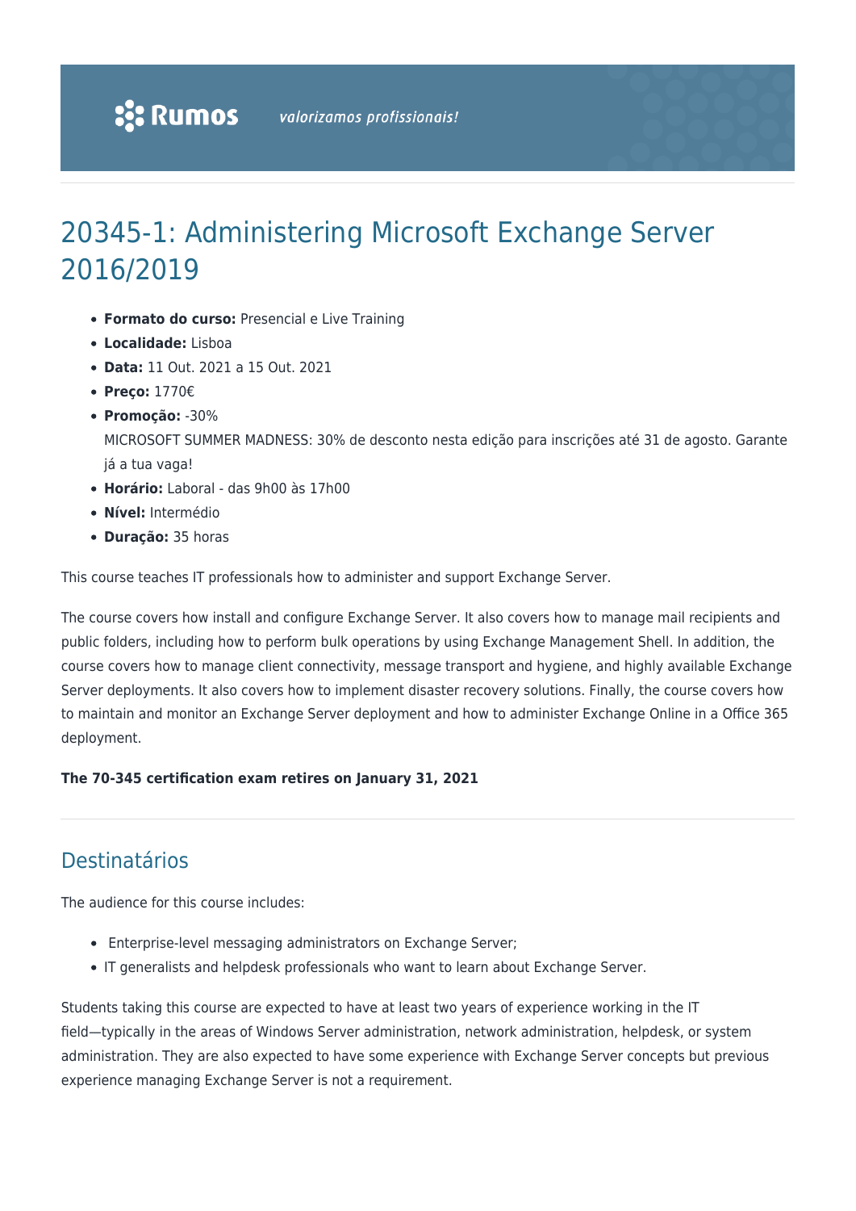# 20345-1: Administering Microsoft Exchange Server 2016/2019

- **Formato do curso:** Presencial e Live Training
- **Localidade:** Lisboa
- **Data:** 11 Out. 2021 a 15 Out. 2021
- **Preço:** 1770€
- **Promoção:** -30%
  MICROSOFT SUMMER MADNESS: 30% de desconto nesta edição para inscrições até 31 de agosto. Garante já a tua vaga!
- **Horário:** Laboral - das 9h00 às 17h00
- **Nível:** Intermédio
- **Duração:** 35 horas

This course teaches IT professionals how to administer and support Exchange Server.

The course covers how install and configure Exchange Server. It also covers how to manage mail recipients and public folders, including how to perform bulk operations by using Exchange Management Shell. In addition, the course covers how to manage client connectivity, message transport and hygiene, and highly available Exchange Server deployments. It also covers how to implement disaster recovery solutions. Finally, the course covers how to maintain and monitor an Exchange Server deployment and how to administer Exchange Online in a Office 365 deployment.

**The 70-345 certification exam retires on January 31, 2021**

## Destinatários

The audience for this course includes:

- Enterprise-level messaging administrators on Exchange Server;
- IT generalists and helpdesk professionals who want to learn about Exchange Server.

Students taking this course are expected to have at least two years of experience working in the IT field—typically in the areas of Windows Server administration, network administration, helpdesk, or system administration. They are also expected to have some experience with Exchange Server concepts but previous experience managing Exchange Server is not a requirement.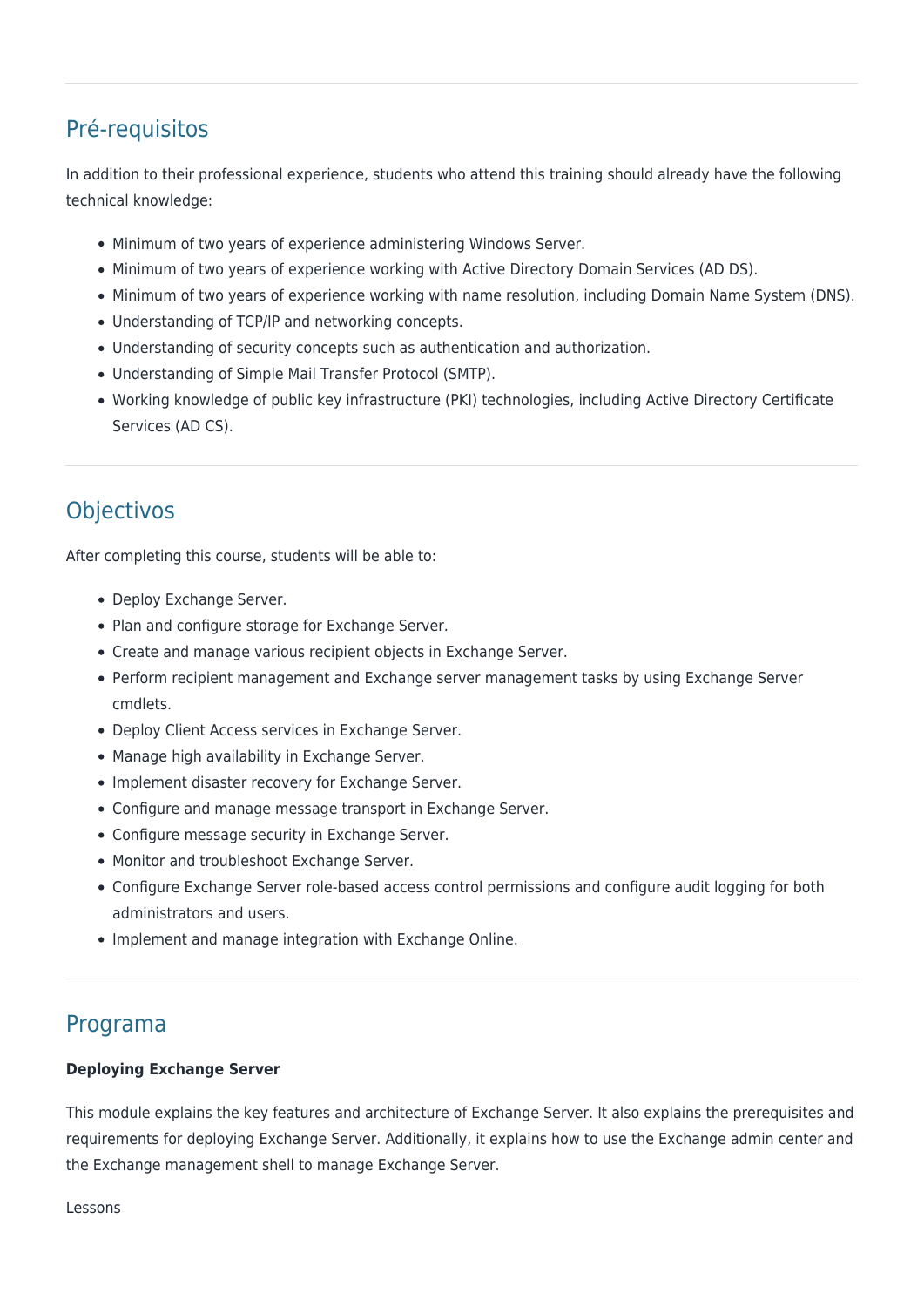## Pré-requisitos

In addition to their professional experience, students who attend this training should already have the following technical knowledge:

- Minimum of two years of experience administering Windows Server.
- Minimum of two years of experience working with Active Directory Domain Services (AD DS).
- Minimum of two years of experience working with name resolution, including Domain Name System (DNS).
- Understanding of TCP/IP and networking concepts.
- Understanding of security concepts such as authentication and authorization.
- Understanding of Simple Mail Transfer Protocol (SMTP).
- Working knowledge of public key infrastructure (PKI) technologies, including Active Directory Certificate Services (AD CS).

## Objectivos

After completing this course, students will be able to:

- Deploy Exchange Server.
- Plan and configure storage for Exchange Server.
- Create and manage various recipient objects in Exchange Server.
- Perform recipient management and Exchange server management tasks by using Exchange Server cmdlets.
- Deploy Client Access services in Exchange Server.
- Manage high availability in Exchange Server.
- Implement disaster recovery for Exchange Server.
- Configure and manage message transport in Exchange Server.
- Configure message security in Exchange Server.
- Monitor and troubleshoot Exchange Server.
- Configure Exchange Server role-based access control permissions and configure audit logging for both administrators and users.
- Implement and manage integration with Exchange Online.

## Programa

**Deploying Exchange Server**

This module explains the key features and architecture of Exchange Server. It also explains the prerequisites and requirements for deploying Exchange Server. Additionally, it explains how to use the Exchange admin center and the Exchange management shell to manage Exchange Server.

Lessons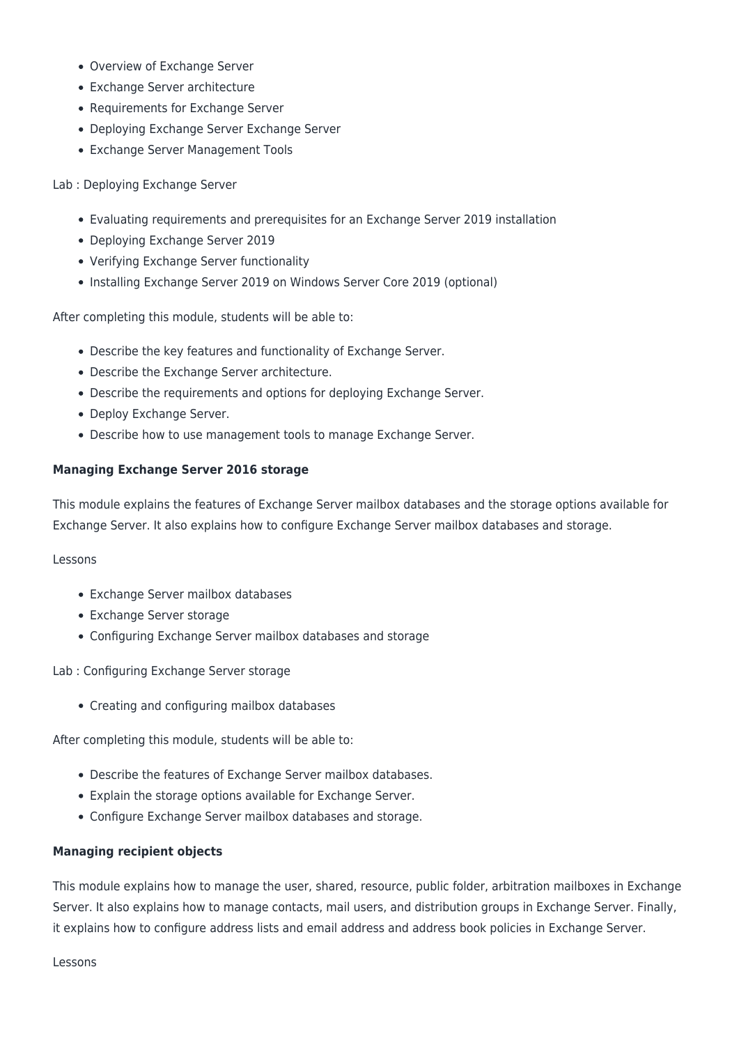- Overview of Exchange Server
- Exchange Server architecture
- Requirements for Exchange Server
- Deploying Exchange Server Exchange Server
- Exchange Server Management Tools

Lab : Deploying Exchange Server

- Evaluating requirements and prerequisites for an Exchange Server 2019 installation
- Deploying Exchange Server 2019
- Verifying Exchange Server functionality
- Installing Exchange Server 2019 on Windows Server Core 2019 (optional)

After completing this module, students will be able to:

- Describe the key features and functionality of Exchange Server.
- Describe the Exchange Server architecture.
- Describe the requirements and options for deploying Exchange Server.
- Deploy Exchange Server.
- Describe how to use management tools to manage Exchange Server.

**Managing Exchange Server 2016 storage**

This module explains the features of Exchange Server mailbox databases and the storage options available for Exchange Server. It also explains how to configure Exchange Server mailbox databases and storage.

Lessons

- Exchange Server mailbox databases
- Exchange Server storage
- Configuring Exchange Server mailbox databases and storage

Lab : Configuring Exchange Server storage

- Creating and configuring mailbox databases

After completing this module, students will be able to:

- Describe the features of Exchange Server mailbox databases.
- Explain the storage options available for Exchange Server.
- Configure Exchange Server mailbox databases and storage.

**Managing recipient objects**

This module explains how to manage the user, shared, resource, public folder, arbitration mailboxes in Exchange Server. It also explains how to manage contacts, mail users, and distribution groups in Exchange Server. Finally, it explains how to configure address lists and email address and address book policies in Exchange Server.

Lessons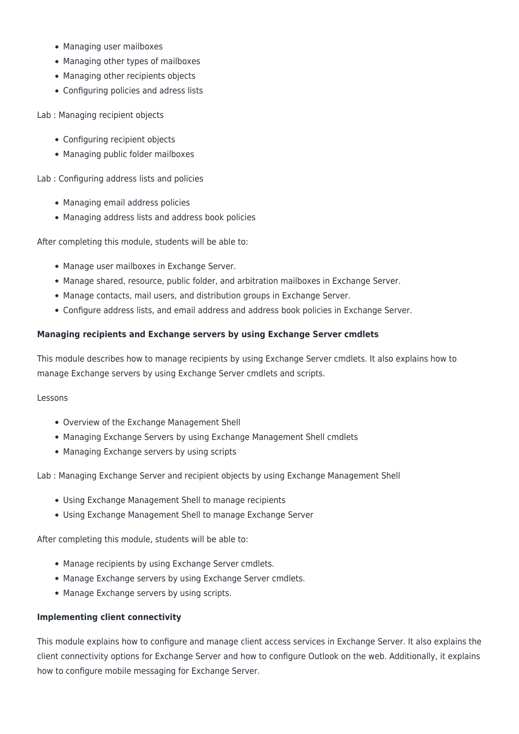- Managing user mailboxes
- Managing other types of mailboxes
- Managing other recipients objects
- Configuring policies and adress lists

Lab : Managing recipient objects

- Configuring recipient objects
- Managing public folder mailboxes

Lab : Configuring address lists and policies

- Managing email address policies
- Managing address lists and address book policies

After completing this module, students will be able to:

- Manage user mailboxes in Exchange Server.
- Manage shared, resource, public folder, and arbitration mailboxes in Exchange Server.
- Manage contacts, mail users, and distribution groups in Exchange Server.
- Configure address lists, and email address and address book policies in Exchange Server.

**Managing recipients and Exchange servers by using Exchange Server cmdlets**

This module describes how to manage recipients by using Exchange Server cmdlets. It also explains how to manage Exchange servers by using Exchange Server cmdlets and scripts.

Lessons

- Overview of the Exchange Management Shell
- Managing Exchange Servers by using Exchange Management Shell cmdlets
- Managing Exchange servers by using scripts

Lab : Managing Exchange Server and recipient objects by using Exchange Management Shell

- Using Exchange Management Shell to manage recipients
- Using Exchange Management Shell to manage Exchange Server

After completing this module, students will be able to:

- Manage recipients by using Exchange Server cmdlets.
- Manage Exchange servers by using Exchange Server cmdlets.
- Manage Exchange servers by using scripts.

**Implementing client connectivity**

This module explains how to configure and manage client access services in Exchange Server. It also explains the client connectivity options for Exchange Server and how to configure Outlook on the web. Additionally, it explains how to configure mobile messaging for Exchange Server.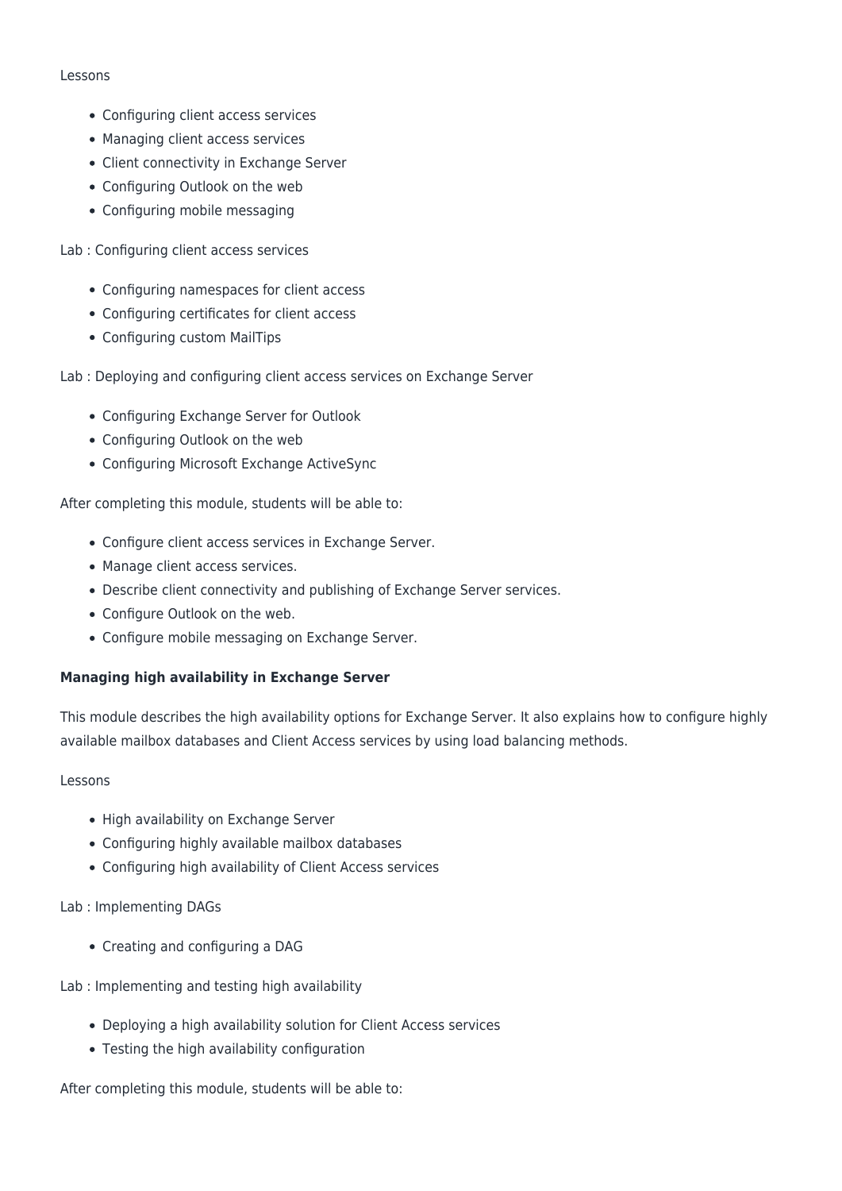Lessons

- Configuring client access services
- Managing client access services
- Client connectivity in Exchange Server
- Configuring Outlook on the web
- Configuring mobile messaging

Lab : Configuring client access services

- Configuring namespaces for client access
- Configuring certificates for client access
- Configuring custom MailTips

Lab : Deploying and configuring client access services on Exchange Server

- Configuring Exchange Server for Outlook
- Configuring Outlook on the web
- Configuring Microsoft Exchange ActiveSync

After completing this module, students will be able to:

- Configure client access services in Exchange Server.
- Manage client access services.
- Describe client connectivity and publishing of Exchange Server services.
- Configure Outlook on the web.
- Configure mobile messaging on Exchange Server.

**Managing high availability in Exchange Server**

This module describes the high availability options for Exchange Server. It also explains how to configure highly available mailbox databases and Client Access services by using load balancing methods.

Lessons

- High availability on Exchange Server
- Configuring highly available mailbox databases
- Configuring high availability of Client Access services

Lab : Implementing DAGs

- Creating and configuring a DAG

Lab : Implementing and testing high availability

- Deploying a high availability solution for Client Access services
- Testing the high availability configuration

After completing this module, students will be able to: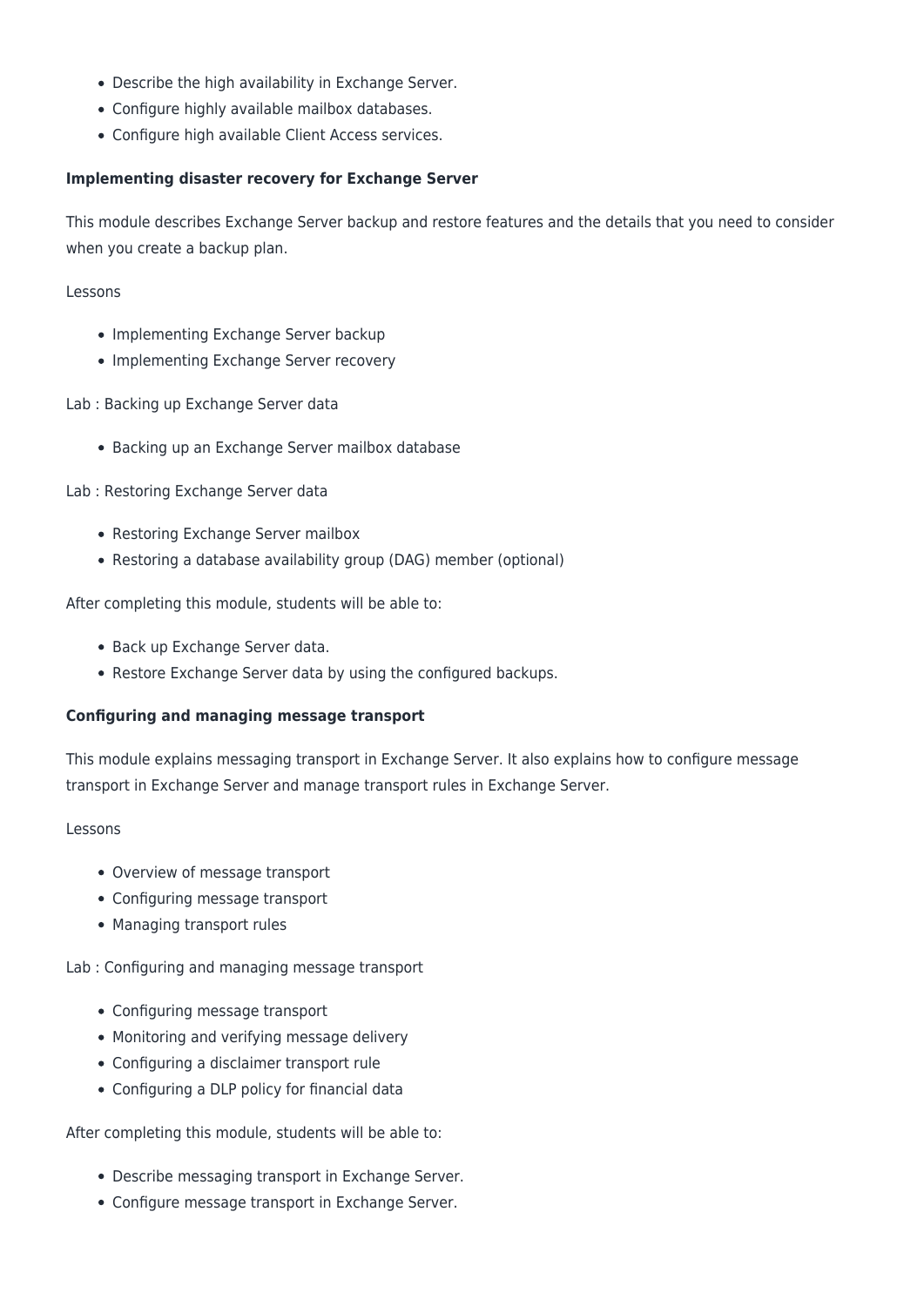- Describe the high availability in Exchange Server.
- Configure highly available mailbox databases.
- Configure high available Client Access services.

**Implementing disaster recovery for Exchange Server**

This module describes Exchange Server backup and restore features and the details that you need to consider when you create a backup plan.

Lessons

- Implementing Exchange Server backup
- Implementing Exchange Server recovery

Lab : Backing up Exchange Server data

- Backing up an Exchange Server mailbox database

Lab : Restoring Exchange Server data

- Restoring Exchange Server mailbox
- Restoring a database availability group (DAG) member (optional)

After completing this module, students will be able to:

- Back up Exchange Server data.
- Restore Exchange Server data by using the configured backups.

**Configuring and managing message transport**

This module explains messaging transport in Exchange Server. It also explains how to configure message transport in Exchange Server and manage transport rules in Exchange Server.

Lessons

- Overview of message transport
- Configuring message transport
- Managing transport rules

Lab : Configuring and managing message transport

- Configuring message transport
- Monitoring and verifying message delivery
- Configuring a disclaimer transport rule
- Configuring a DLP policy for financial data

After completing this module, students will be able to:

- Describe messaging transport in Exchange Server.
- Configure message transport in Exchange Server.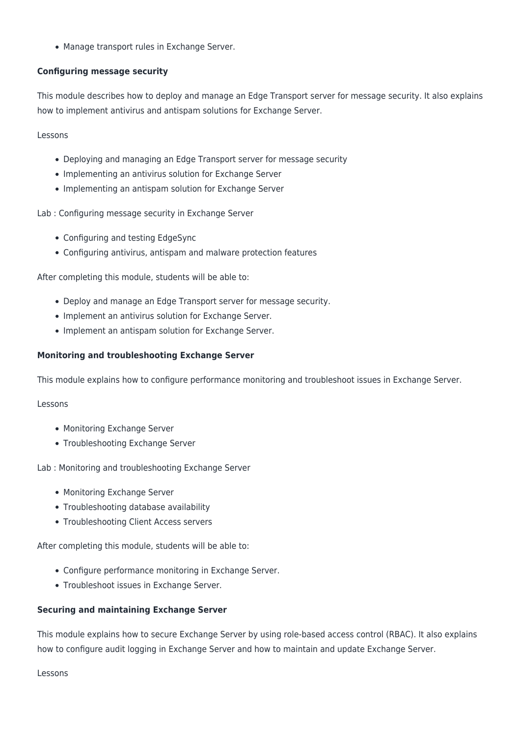- Manage transport rules in Exchange Server.

**Configuring message security**

This module describes how to deploy and manage an Edge Transport server for message security. It also explains how to implement antivirus and antispam solutions for Exchange Server.

Lessons

- Deploying and managing an Edge Transport server for message security
- Implementing an antivirus solution for Exchange Server
- Implementing an antispam solution for Exchange Server

Lab : Configuring message security in Exchange Server

- Configuring and testing EdgeSync
- Configuring antivirus, antispam and malware protection features

After completing this module, students will be able to:

- Deploy and manage an Edge Transport server for message security.
- Implement an antivirus solution for Exchange Server.
- Implement an antispam solution for Exchange Server.

**Monitoring and troubleshooting Exchange Server**

This module explains how to configure performance monitoring and troubleshoot issues in Exchange Server.

Lessons

- Monitoring Exchange Server
- Troubleshooting Exchange Server

Lab : Monitoring and troubleshooting Exchange Server

- Monitoring Exchange Server
- Troubleshooting database availability
- Troubleshooting Client Access servers

After completing this module, students will be able to:

- Configure performance monitoring in Exchange Server.
- Troubleshoot issues in Exchange Server.

**Securing and maintaining Exchange Server**

This module explains how to secure Exchange Server by using role-based access control (RBAC). It also explains how to configure audit logging in Exchange Server and how to maintain and update Exchange Server.

Lessons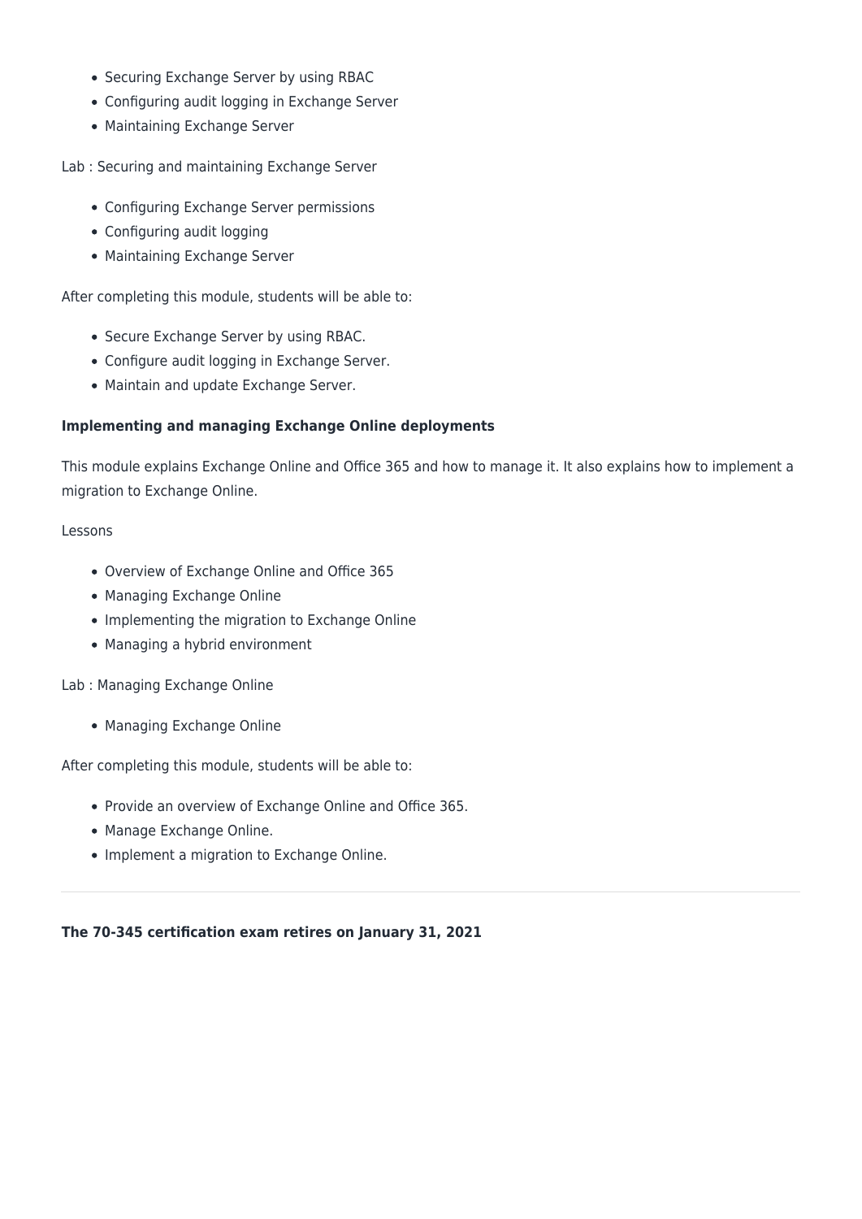- Securing Exchange Server by using RBAC
- Configuring audit logging in Exchange Server
- Maintaining Exchange Server

Lab : Securing and maintaining Exchange Server

- Configuring Exchange Server permissions
- Configuring audit logging
- Maintaining Exchange Server

After completing this module, students will be able to:

- Secure Exchange Server by using RBAC.
- Configure audit logging in Exchange Server.
- Maintain and update Exchange Server.

**Implementing and managing Exchange Online deployments**

This module explains Exchange Online and Office 365 and how to manage it. It also explains how to implement a migration to Exchange Online.

Lessons

- Overview of Exchange Online and Office 365
- Managing Exchange Online
- Implementing the migration to Exchange Online
- Managing a hybrid environment

Lab : Managing Exchange Online

- Managing Exchange Online

After completing this module, students will be able to:

- Provide an overview of Exchange Online and Office 365.
- Manage Exchange Online.
- Implement a migration to Exchange Online.

---

**The 70-345 certification exam retires on January 31, 2021**